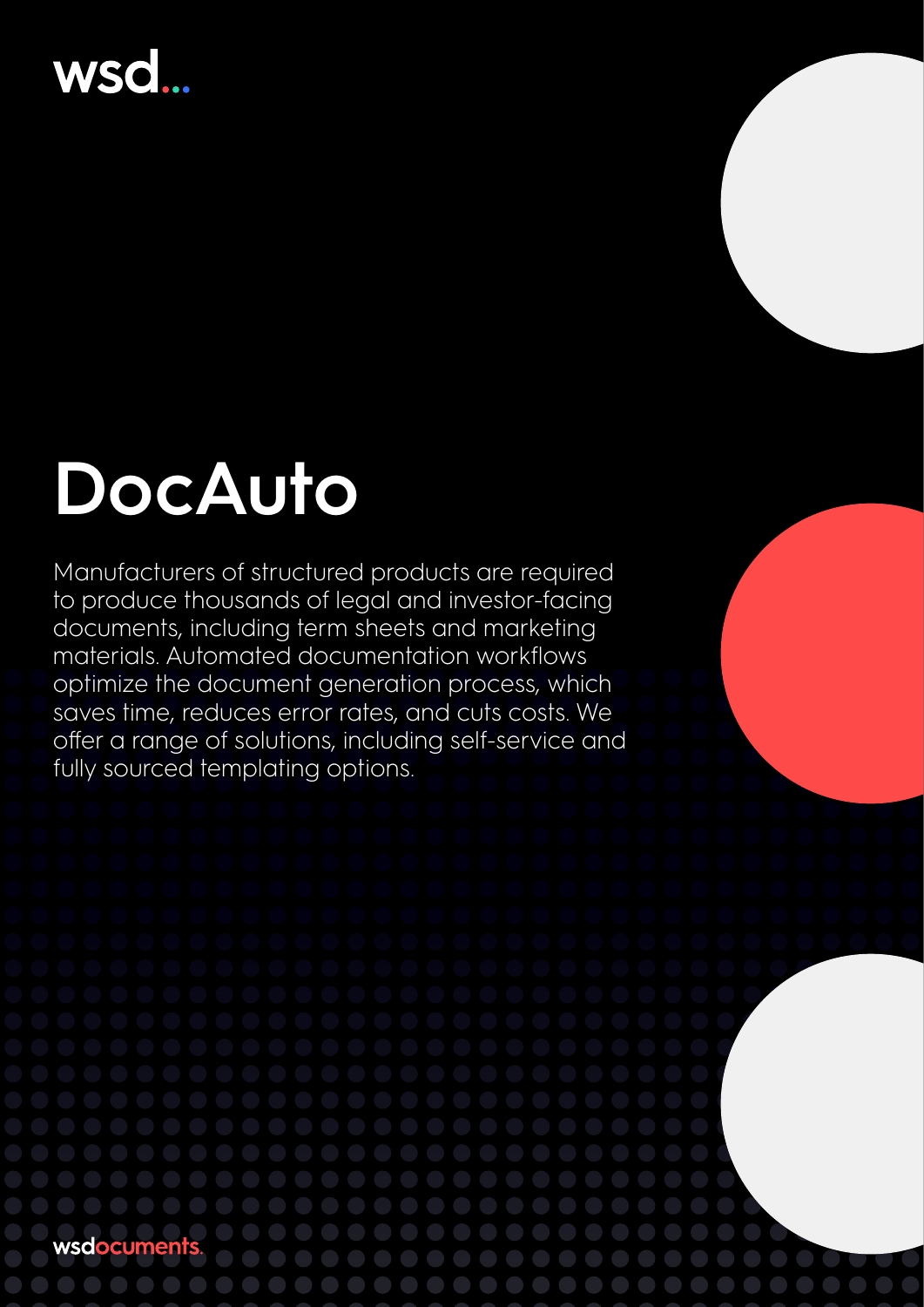wsd...

# DocAuto

Manufacturers of structured products are required to produce thousands of legal and investor-facing documents, including term sheets and marketing materials. Automated documentation workflows optimize the document generation process, which saves time, reduces error rates, and cuts costs. We offer a range of solutions, including self-service and fully sourced templating options.

wsdocuments.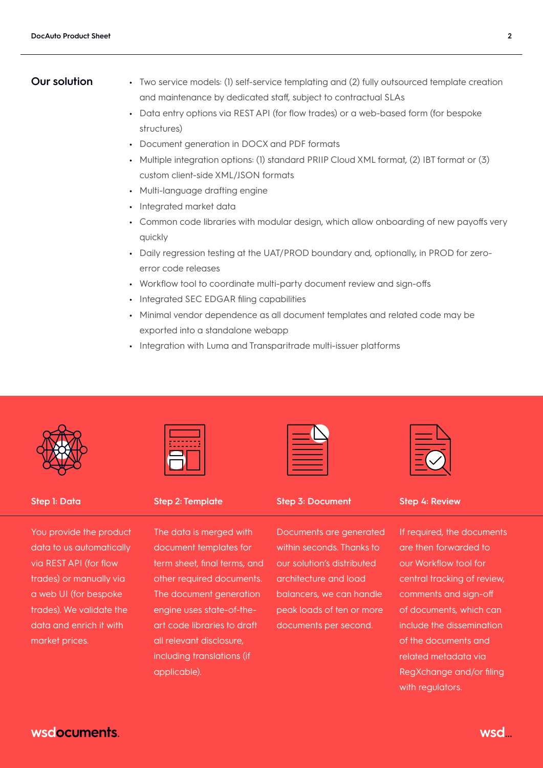## Our solution

- Two service models: (1) self-service templating and (2) fully outsourced template creation and maintenance by dedicated staff, subject to contractual SLAs
- Data entry options via REST API (for flow trades) or a web-based form (for bespoke structures)
- Document generation in DOCX and PDF formats
- Multiple integration options: (1) standard PRIIP Cloud XML format, (2) IBT format or (3) custom client-side XML/JSON formats
- Multi-language drafting engine
- Integrated market data
- Common code libraries with modular design, which allow onboarding of new payoffs very quickly
- Daily regression testing at the UAT/PROD boundary and, optionally, in PROD for zero-error code releases
- Workflow tool to coordinate multi-party document review and sign-offs
- Integrated SEC EDGAR filing capabilities
- Minimal vendor dependence as all document templates and related code may be exported into a standalone webapp
- Integration with Luma and Transparitrade multi-issuer platforms

### Step 1: Data

You provide the product data to us automatically via REST API (for flow trades) or manually via a web UI (for bespoke trades). We validate the data and enrich it with market prices.

### Step 2: Template

The data is merged with document templates for term sheet, final terms, and other required documents. The document generation engine uses state-of-the-art code libraries to draft all relevant disclosure, including translations (if applicable).

### Step 3: Document

Documents are generated within seconds. Thanks to our solution's distributed architecture and load balancers, we can handle peak loads of ten or more documents per second.

### Step 4: Review

If required, the documents are then forwarded to our Workflow tool for central tracking of review, comments and sign-off of documents, which can include the dissemination of the documents and related metadata via RegXchange and/or filing with regulators.

wsdocuments.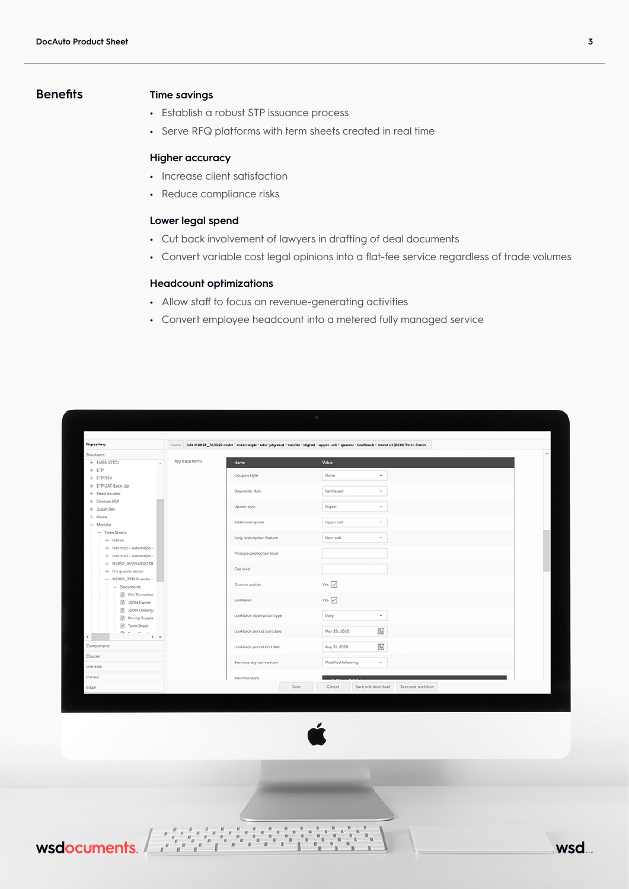## Benefits

### Time savings

- Establish a robust STP issuance process
- Serve RFQ platforms with term sheets created in real time

### Higher accuracy

- Increase client satisfaction
- Reduce compliance risks

### Lower legal spend

- Cut back involvement of lawyers in drafting of deal documents
- Convert variable cost legal opinions into a flat-fee service regardless of trade volumes

### Headcount optimizations

- Allow staff to focus on revenue-generating activities
- Convert employee headcount into a metered fully managed service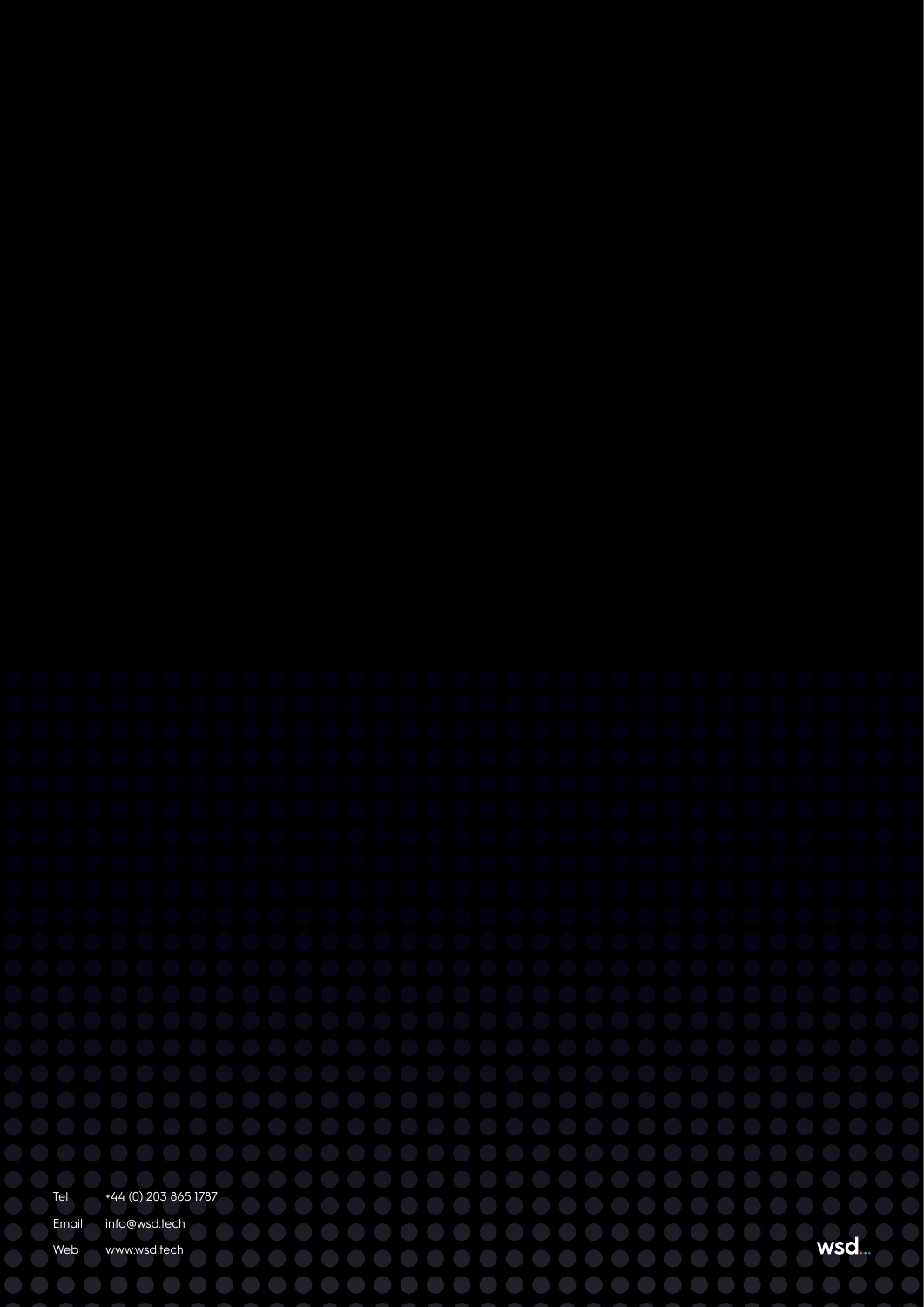Tel +44 (0) 203 865 1787

Email info@wsd.tech

Web www.wsd.tech

wsd...